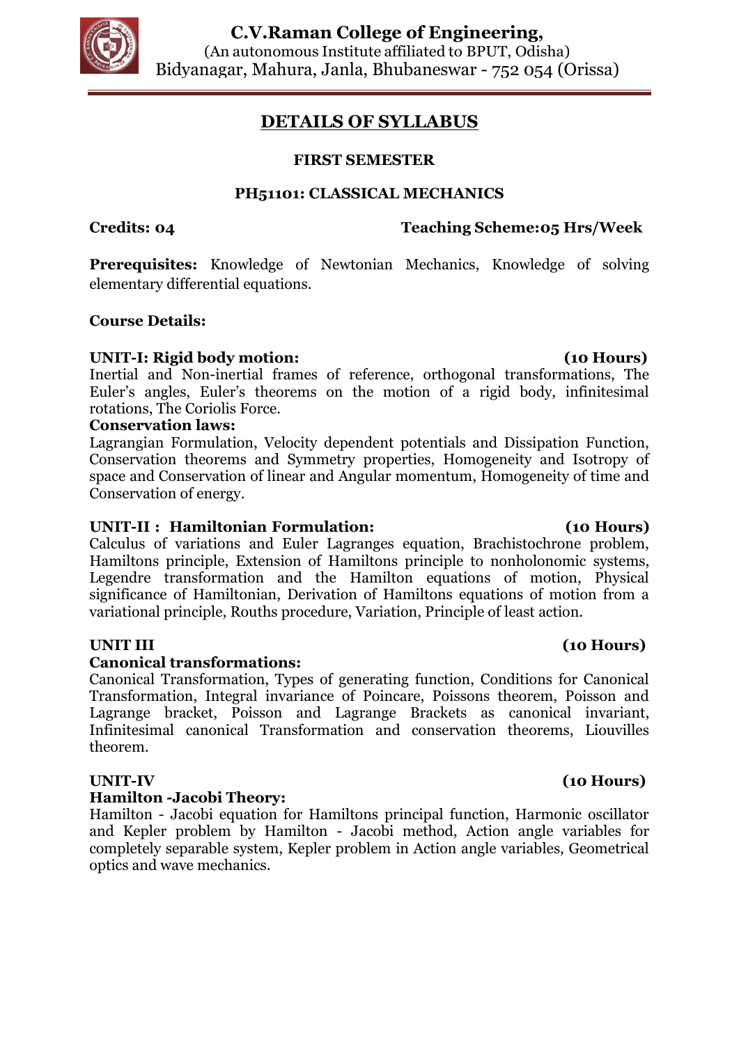# C.V.Raman College of Engineering,

(An autonomous Institute affiliated to BPUT, Odisha)
Bidyanagar, Mahura, Janla, Bhubaneswar - 752 054 (Orissa)

## DETAILS OF SYLLABUS

### FIRST SEMESTER

### PH51101: CLASSICAL MECHANICS

**Credits: 04** **Teaching Scheme:05 Hrs/Week**

**Prerequisites:** Knowledge of Newtonian Mechanics, Knowledge of solving elementary differential equations.

**Course Details:**

**UNIT-I: Rigid body motion:** **(10 Hours)**
Inertial and Non-inertial frames of reference, orthogonal transformations, The Euler's angles, Euler's theorems on the motion of a rigid body, infinitesimal rotations, The Coriolis Force.

**Conservation laws:**
Lagrangian Formulation, Velocity dependent potentials and Dissipation Function, Conservation theorems and Symmetry properties, Homogeneity and Isotropy of space and Conservation of linear and Angular momentum, Homogeneity of time and Conservation of energy.

**UNIT-II : Hamiltonian Formulation:** **(10 Hours)**
Calculus of variations and Euler Lagranges equation, Brachistochrone problem, Hamiltons principle, Extension of Hamiltons principle to nonholonomic systems, Legendre transformation and the Hamilton equations of motion, Physical significance of Hamiltonian, Derivation of Hamiltons equations of motion from a variational principle, Rouths procedure, Variation, Principle of least action.

**UNIT III** **(10 Hours)**
**Canonical transformations:**
Canonical Transformation, Types of generating function, Conditions for Canonical Transformation, Integral invariance of Poincare, Poissons theorem, Poisson and Lagrange bracket, Poisson and Lagrange Brackets as canonical invariant, Infinitesimal canonical Transformation and conservation theorems, Liouvilles theorem.

**UNIT-IV** **(10 Hours)**
**Hamilton -Jacobi Theory:**
Hamilton - Jacobi equation for Hamiltons principal function, Harmonic oscillator and Kepler problem by Hamilton - Jacobi method, Action angle variables for completely separable system, Kepler problem in Action angle variables, Geometrical optics and wave mechanics.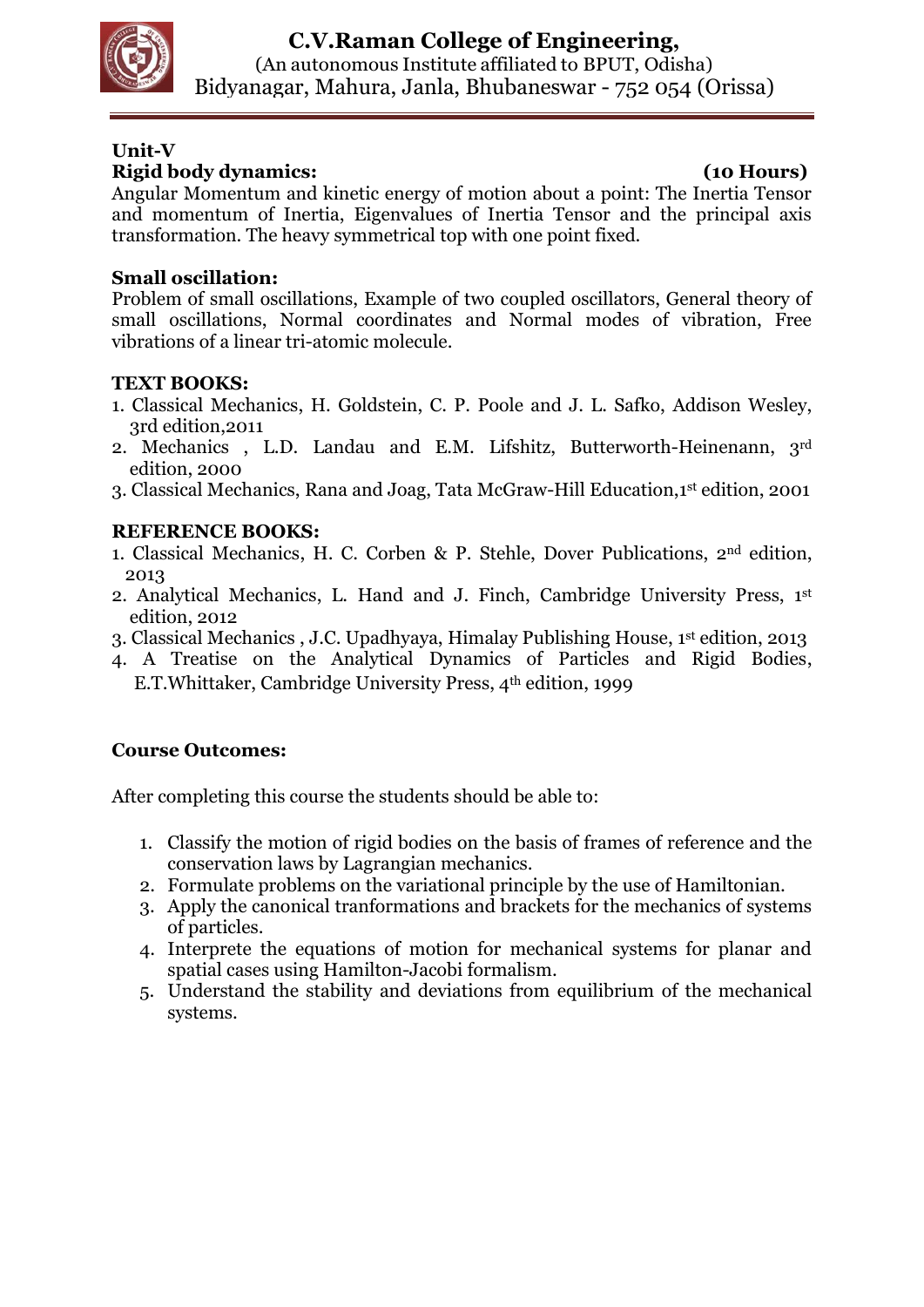**Unit-V**

**Rigid body dynamics: (10 Hours)**

Angular Momentum and kinetic energy of motion about a point: The Inertia Tensor and momentum of Inertia, Eigenvalues of Inertia Tensor and the principal axis transformation. The heavy symmetrical top with one point fixed.

**Small oscillation:**

Problem of small oscillations, Example of two coupled oscillators, General theory of small oscillations, Normal coordinates and Normal modes of vibration, Free vibrations of a linear tri-atomic molecule.

**TEXT BOOKS:**

1. Classical Mechanics, H. Goldstein, C. P. Poole and J. L. Safko, Addison Wesley, 3rd edition,2011
2. Mechanics , L.D. Landau and E.M. Lifshitz, Butterworth-Heinenann, 3rd edition, 2000
3. Classical Mechanics, Rana and Joag, Tata McGraw-Hill Education,1st edition, 2001

**REFERENCE BOOKS:**

1. Classical Mechanics, H. C. Corben & P. Stehle, Dover Publications, 2nd edition, 2013
2. Analytical Mechanics, L. Hand and J. Finch, Cambridge University Press, 1st edition, 2012
3. Classical Mechanics , J.C. Upadhyaya, Himalay Publishing House, 1st edition, 2013
4. A Treatise on the Analytical Dynamics of Particles and Rigid Bodies, E.T.Whittaker, Cambridge University Press, 4th edition, 1999

**Course Outcomes:**

After completing this course the students should be able to:

1. Classify the motion of rigid bodies on the basis of frames of reference and the conservation laws by Lagrangian mechanics.
2. Formulate problems on the variational principle by the use of Hamiltonian.
3. Apply the canonical tranformations and brackets for the mechanics of systems of particles.
4. Interprete the equations of motion for mechanical systems for planar and spatial cases using Hamilton-Jacobi formalism.
5. Understand the stability and deviations from equilibrium of the mechanical systems.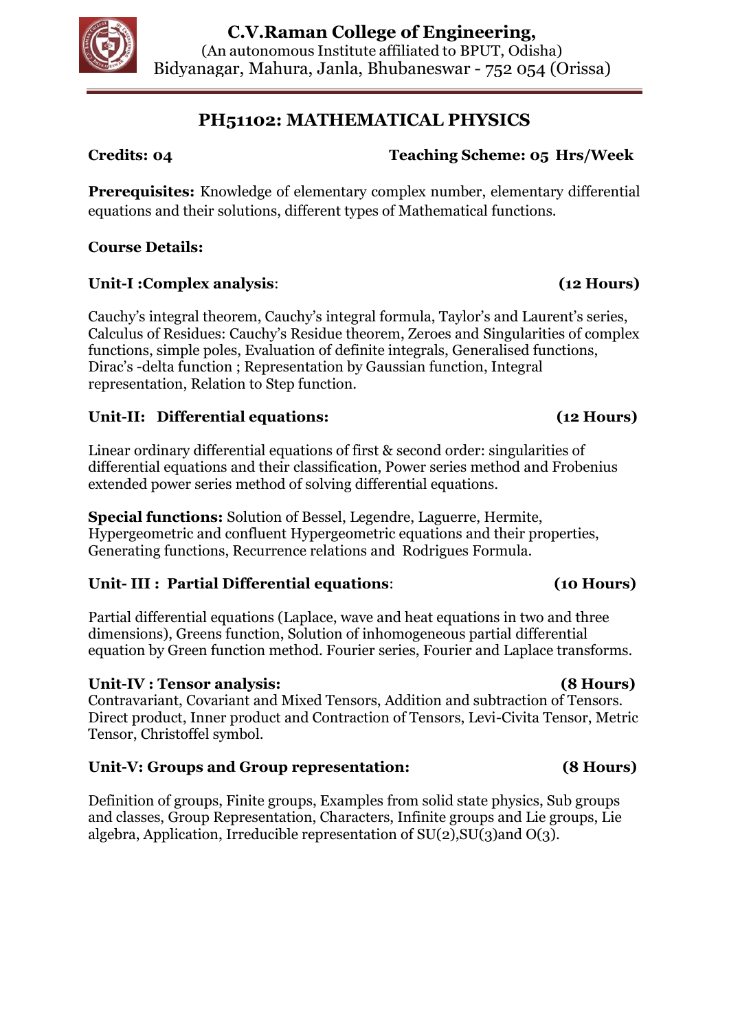**C.V.Raman College of Engineering,**
(An autonomous Institute affiliated to BPUT, Odisha)
Bidyanagar, Mahura, Janla, Bhubaneswar - 752 054 (Orissa)

# PH51102: MATHEMATICAL PHYSICS

**Credits: 04** **Teaching Scheme: 05 Hrs/Week**

**Prerequisites:** Knowledge of elementary complex number, elementary differential equations and their solutions, different types of Mathematical functions.

**Course Details:**

**Unit-I :Complex analysis**: **(12 Hours)**

Cauchy's integral theorem, Cauchy's integral formula, Taylor's and Laurent's series, Calculus of Residues: Cauchy's Residue theorem, Zeroes and Singularities of complex functions, simple poles, Evaluation of definite integrals, Generalised functions, Dirac's -delta function ; Representation by Gaussian function, Integral representation, Relation to Step function.

**Unit-II: Differential equations:** **(12 Hours)**

Linear ordinary differential equations of first & second order: singularities of differential equations and their classification, Power series method and Frobenius extended power series method of solving differential equations.

**Special functions:** Solution of Bessel, Legendre, Laguerre, Hermite, Hypergeometric and confluent Hypergeometric equations and their properties, Generating functions, Recurrence relations and Rodrigues Formula.

**Unit- III : Partial Differential equations**: **(10 Hours)**

Partial differential equations (Laplace, wave and heat equations in two and three dimensions), Greens function, Solution of inhomogeneous partial differential equation by Green function method. Fourier series, Fourier and Laplace transforms.

**Unit-IV : Tensor analysis:** **(8 Hours)**
Contravariant, Covariant and Mixed Tensors, Addition and subtraction of Tensors. Direct product, Inner product and Contraction of Tensors, Levi-Civita Tensor, Metric Tensor, Christoffel symbol.

**Unit-V: Groups and Group representation:** **(8 Hours)**

Definition of groups, Finite groups, Examples from solid state physics, Sub groups and classes, Group Representation, Characters, Infinite groups and Lie groups, Lie algebra, Application, Irreducible representation of SU(2),SU(3)and O(3).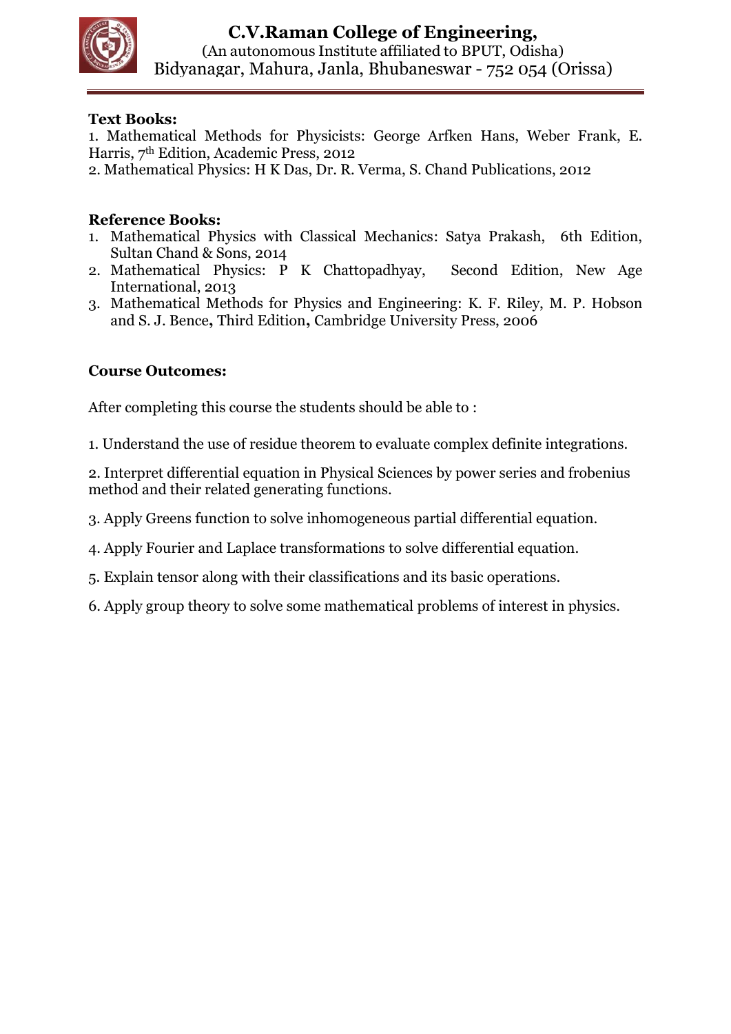**Text Books:**

1. Mathematical Methods for Physicists: George Arfken Hans, Weber Frank, E. Harris, 7th Edition, Academic Press, 2012
2. Mathematical Physics: H K Das, Dr. R. Verma, S. Chand Publications, 2012

**Reference Books:**

1. Mathematical Physics with Classical Mechanics: Satya Prakash, 6th Edition, Sultan Chand & Sons, 2014
2. Mathematical Physics: P K Chattopadhyay, Second Edition, New Age International, 2013
3. Mathematical Methods for Physics and Engineering: K. F. Riley, M. P. Hobson and S. J. Bence**,** Third Edition**,** Cambridge University Press, 2006

**Course Outcomes:**

After completing this course the students should be able to :

1. Understand the use of residue theorem to evaluate complex definite integrations.

2. Interpret differential equation in Physical Sciences by power series and frobenius method and their related generating functions.

3. Apply Greens function to solve inhomogeneous partial differential equation.

4. Apply Fourier and Laplace transformations to solve differential equation.

5. Explain tensor along with their classifications and its basic operations.

6. Apply group theory to solve some mathematical problems of interest in physics.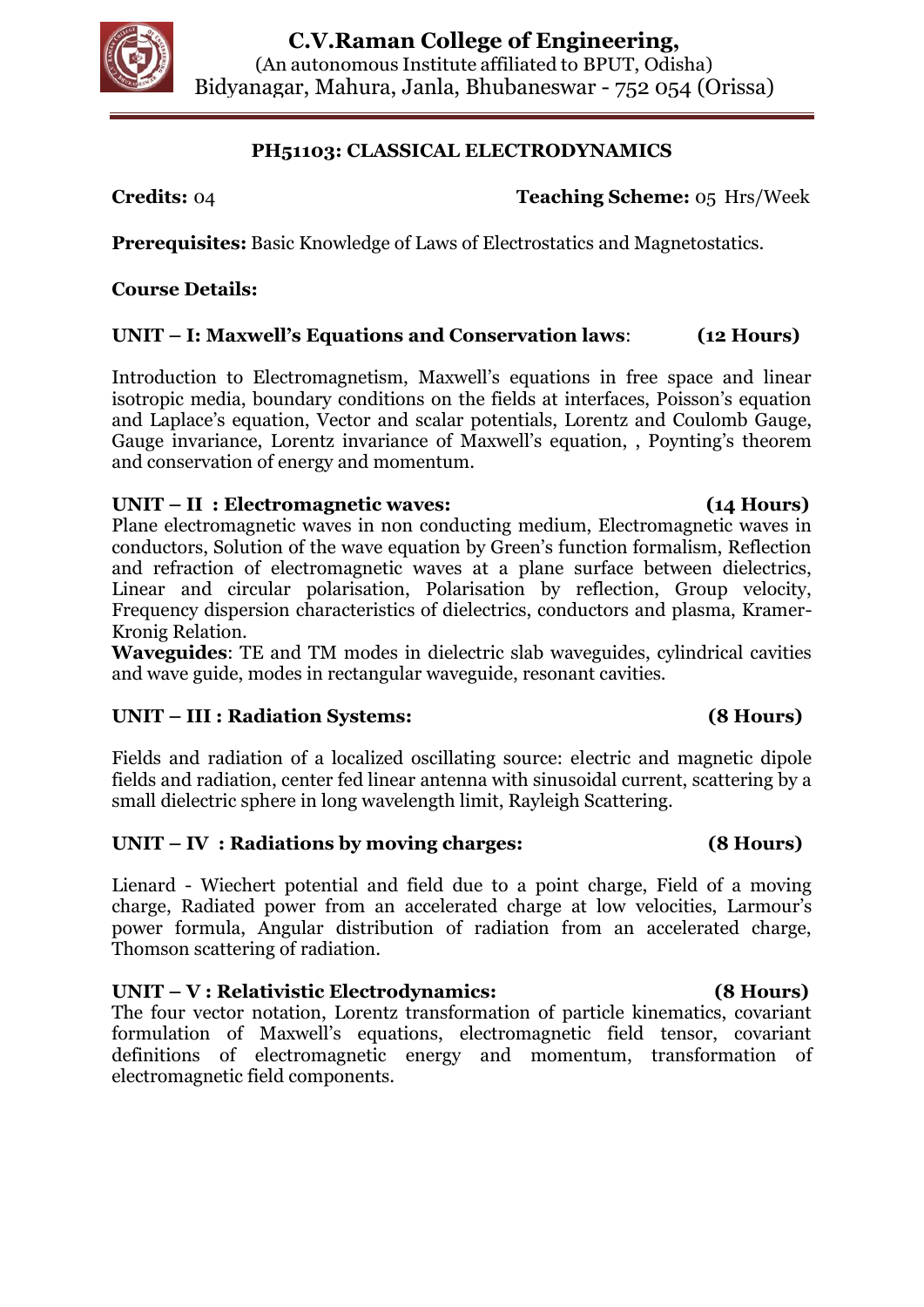**C.V.Raman College of Engineering,**
(An autonomous Institute affiliated to BPUT, Odisha)
Bidyanagar, Mahura, Janla, Bhubaneswar - 752 054 (Orissa)

## PH51103: CLASSICAL ELECTRODYNAMICS

**Credits:** 04 **Teaching Scheme:** 05 Hrs/Week

**Prerequisites:** Basic Knowledge of Laws of Electrostatics and Magnetostatics.

**Course Details:**

### UNIT – I: Maxwell's Equations and Conservation laws: (12 Hours)

Introduction to Electromagnetism, Maxwell's equations in free space and linear isotropic media, boundary conditions on the fields at interfaces, Poisson's equation and Laplace's equation, Vector and scalar potentials, Lorentz and Coulomb Gauge, Gauge invariance, Lorentz invariance of Maxwell's equation, , Poynting's theorem and conservation of energy and momentum.

### UNIT – II : Electromagnetic waves: (14 Hours)

Plane electromagnetic waves in non conducting medium, Electromagnetic waves in conductors, Solution of the wave equation by Green's function formalism, Reflection and refraction of electromagnetic waves at a plane surface between dielectrics, Linear and circular polarisation, Polarisation by reflection, Group velocity, Frequency dispersion characteristics of dielectrics, conductors and plasma, Kramer-Kronig Relation.

**Waveguides**: TE and TM modes in dielectric slab waveguides, cylindrical cavities and wave guide, modes in rectangular waveguide, resonant cavities.

### UNIT – III : Radiation Systems: (8 Hours)

Fields and radiation of a localized oscillating source: electric and magnetic dipole fields and radiation, center fed linear antenna with sinusoidal current, scattering by a small dielectric sphere in long wavelength limit, Rayleigh Scattering.

### UNIT – IV : Radiations by moving charges: (8 Hours)

Lienard - Wiechert potential and field due to a point charge, Field of a moving charge, Radiated power from an accelerated charge at low velocities, Larmour's power formula, Angular distribution of radiation from an accelerated charge, Thomson scattering of radiation.

### UNIT – V : Relativistic Electrodynamics: (8 Hours)

The four vector notation, Lorentz transformation of particle kinematics, covariant formulation of Maxwell's equations, electromagnetic field tensor, covariant definitions of electromagnetic energy and momentum, transformation of electromagnetic field components.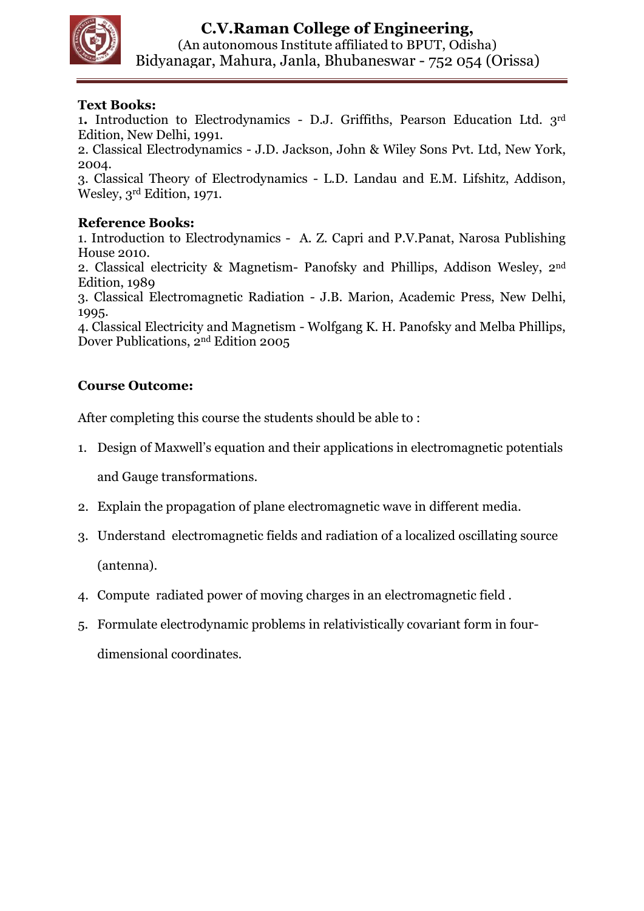**Text Books:**

1. Introduction to Electrodynamics - D.J. Griffiths, Pearson Education Ltd. 3rd Edition, New Delhi, 1991.
2. Classical Electrodynamics - J.D. Jackson, John & Wiley Sons Pvt. Ltd, New York, 2004.
3. Classical Theory of Electrodynamics - L.D. Landau and E.M. Lifshitz, Addison, Wesley, 3rd Edition, 1971.

**Reference Books:**

1. Introduction to Electrodynamics - A. Z. Capri and P.V.Panat, Narosa Publishing House 2010.
2. Classical electricity & Magnetism- Panofsky and Phillips, Addison Wesley, 2nd Edition, 1989
3. Classical Electromagnetic Radiation - J.B. Marion, Academic Press, New Delhi, 1995.
4. Classical Electricity and Magnetism - Wolfgang K. H. Panofsky and Melba Phillips, Dover Publications, 2nd Edition 2005

**Course Outcome:**

After completing this course the students should be able to :

1. Design of Maxwell's equation and their applications in electromagnetic potentials and Gauge transformations.
2. Explain the propagation of plane electromagnetic wave in different media.
3. Understand electromagnetic fields and radiation of a localized oscillating source (antenna).
4. Compute radiated power of moving charges in an electromagnetic field .
5. Formulate electrodynamic problems in relativistically covariant form in four-dimensional coordinates.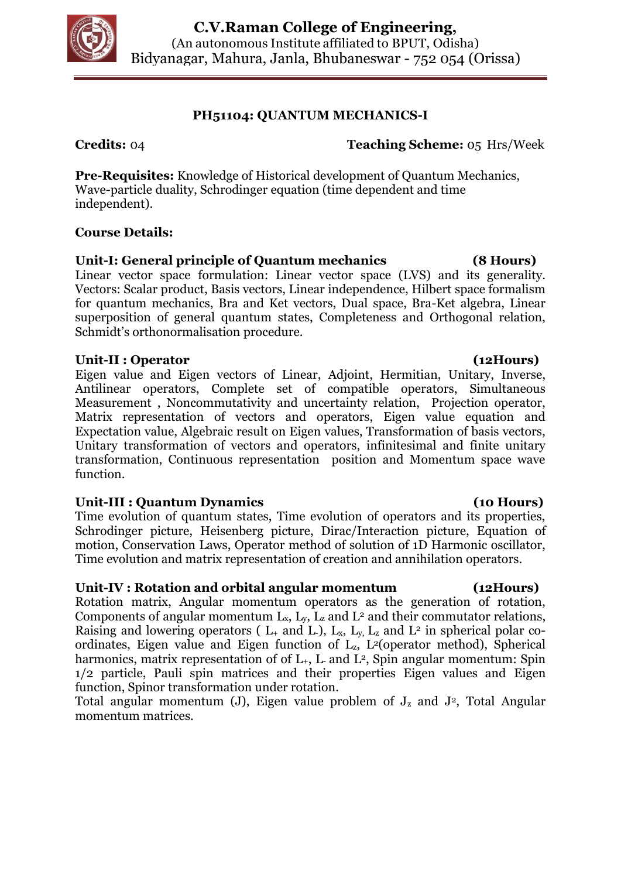# C.V.Raman College of Engineering,

(An autonomous Institute affiliated to BPUT, Odisha)
Bidyanagar, Mahura, Janla, Bhubaneswar - 752 054 (Orissa)

## PH51104: QUANTUM MECHANICS-I

**Credits:** 04 **Teaching Scheme:** 05 Hrs/Week

**Pre-Requisites:** Knowledge of Historical development of Quantum Mechanics, Wave-particle duality, Schrodinger equation (time dependent and time independent).

**Course Details:**

**Unit-I: General principle of Quantum mechanics (8 Hours)**

Linear vector space formulation: Linear vector space (LVS) and its generality. Vectors: Scalar product, Basis vectors, Linear independence, Hilbert space formalism for quantum mechanics, Bra and Ket vectors, Dual space, Bra-Ket algebra, Linear superposition of general quantum states, Completeness and Orthogonal relation, Schmidt's orthonormalisation procedure.

**Unit-II : Operator (12Hours)**

Eigen value and Eigen vectors of Linear, Adjoint, Hermitian, Unitary, Inverse, Antilinear operators, Complete set of compatible operators, Simultaneous Measurement , Noncommutativity and uncertainty relation, Projection operator, Matrix representation of vectors and operators, Eigen value equation and Expectation value, Algebraic result on Eigen values, Transformation of basis vectors, Unitary transformation of vectors and operators, infinitesimal and finite unitary transformation, Continuous representation position and Momentum space wave function.

**Unit-III : Quantum Dynamics (10 Hours)**

Time evolution of quantum states, Time evolution of operators and its properties, Schrodinger picture, Heisenberg picture, Dirac/Interaction picture, Equation of motion, Conservation Laws, Operator method of solution of 1D Harmonic oscillator, Time evolution and matrix representation of creation and annihilation operators.

**Unit-IV : Rotation and orbital angular momentum (12Hours)**

Rotation matrix, Angular momentum operators as the generation of rotation, Components of angular momentum $L_x$, $L_y$, $L_z$ and $L^2$ and their commutator relations, Raising and lowering operators ( $L_+$ and $L_-$), $L_x$, $L_y$, $L_z$ and $L^2$ in spherical polar co-ordinates, Eigen value and Eigen function of $L_z$, $L^2$(operator method), Spherical harmonics, matrix representation of of $L_+$, $L_-$ and $L^2$, Spin angular momentum: Spin 1/2 particle, Pauli spin matrices and their properties Eigen values and Eigen function, Spinor transformation under rotation.

Total angular momentum (J), Eigen value problem of $J_z$ and $J^2$, Total Angular momentum matrices.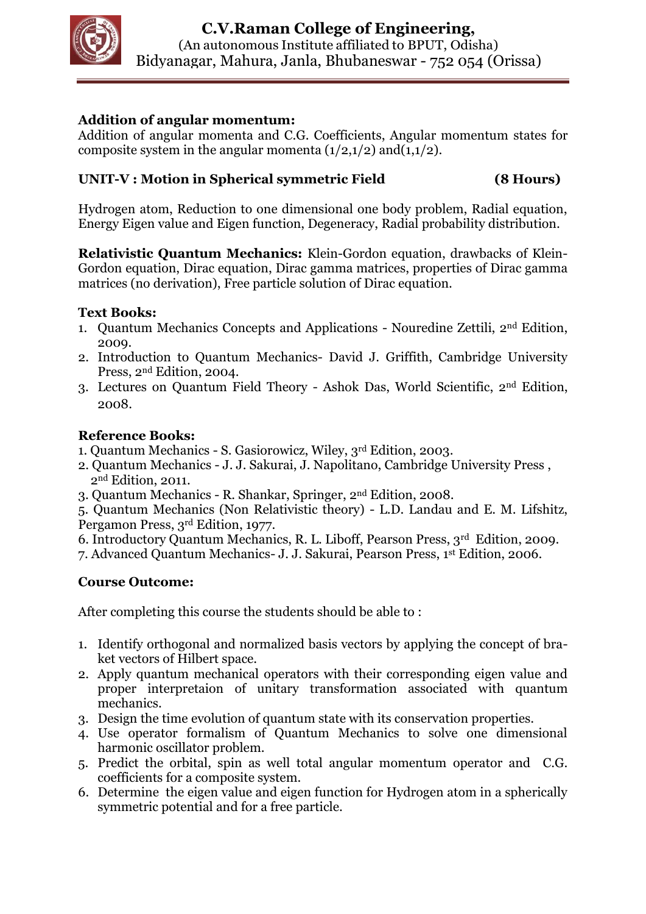**Addition of angular momentum:**
Addition of angular momenta and C.G. Coefficients, Angular momentum states for composite system in the angular momenta (1/2,1/2) and(1,1/2).

**UNIT-V : Motion in Spherical symmetric Field (8 Hours)**

Hydrogen atom, Reduction to one dimensional one body problem, Radial equation, Energy Eigen value and Eigen function, Degeneracy, Radial probability distribution.

**Relativistic Quantum Mechanics:** Klein-Gordon equation, drawbacks of Klein-Gordon equation, Dirac equation, Dirac gamma matrices, properties of Dirac gamma matrices (no derivation), Free particle solution of Dirac equation.

**Text Books:**

1. Quantum Mechanics Concepts and Applications - Nouredine Zettili, 2nd Edition, 2009.
2. Introduction to Quantum Mechanics- David J. Griffith, Cambridge University Press, 2nd Edition, 2004.
3. Lectures on Quantum Field Theory - Ashok Das, World Scientific, 2nd Edition, 2008.

**Reference Books:**

1. Quantum Mechanics - S. Gasiorowicz, Wiley, 3rd Edition, 2003.
2. Quantum Mechanics - J. J. Sakurai, J. Napolitano, Cambridge University Press , 2nd Edition, 2011.
3. Quantum Mechanics - R. Shankar, Springer, 2nd Edition, 2008.
5. Quantum Mechanics (Non Relativistic theory) - L.D. Landau and E. M. Lifshitz, Pergamon Press, 3rd Edition, 1977.
6. Introductory Quantum Mechanics, R. L. Liboff, Pearson Press, 3rd Edition, 2009.
7. Advanced Quantum Mechanics- J. J. Sakurai, Pearson Press, 1st Edition, 2006.

**Course Outcome:**

After completing this course the students should be able to :

1. Identify orthogonal and normalized basis vectors by applying the concept of bra-ket vectors of Hilbert space.
2. Apply quantum mechanical operators with their corresponding eigen value and proper interpretaion of unitary transformation associated with quantum mechanics.
3. Design the time evolution of quantum state with its conservation properties.
4. Use operator formalism of Quantum Mechanics to solve one dimensional harmonic oscillator problem.
5. Predict the orbital, spin as well total angular momentum operator and C.G. coefficients for a composite system.
6. Determine the eigen value and eigen function for Hydrogen atom in a spherically symmetric potential and for a free particle.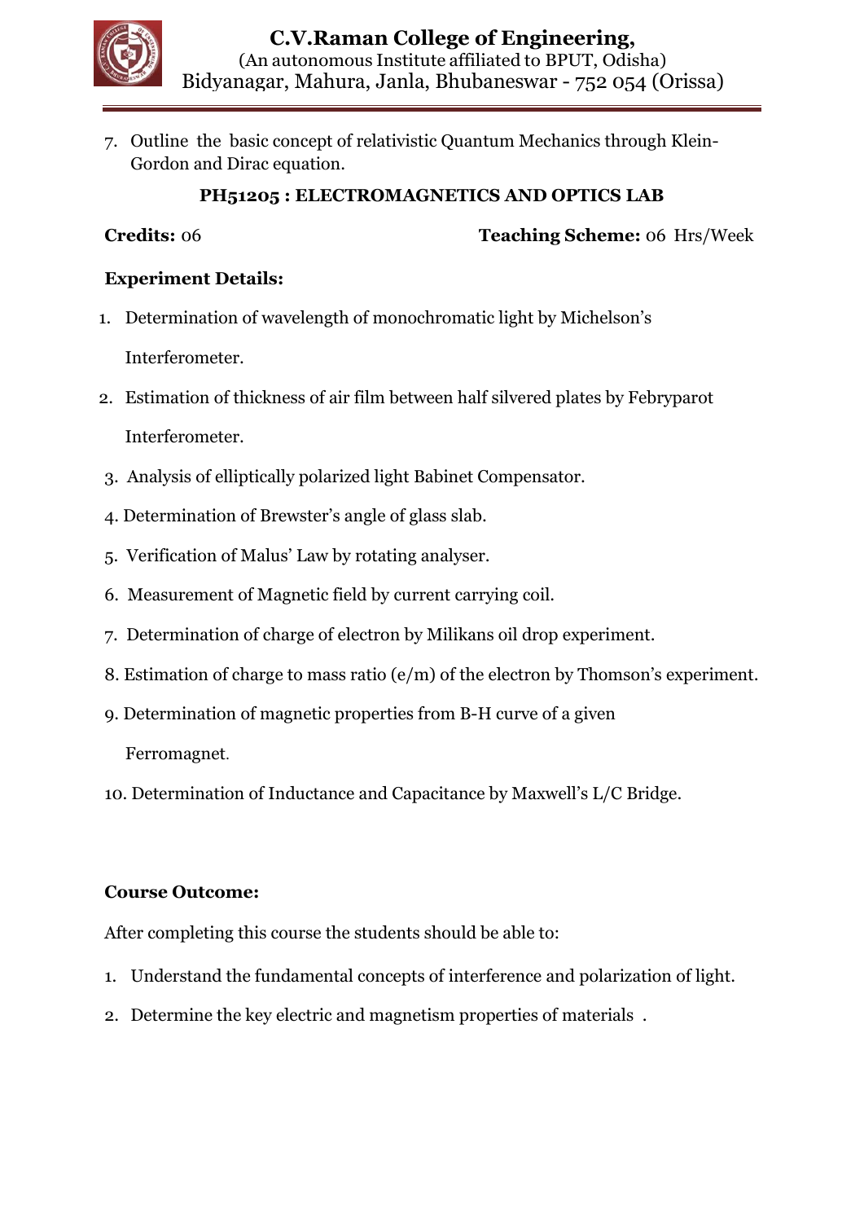7. Outline the basic concept of relativistic Quantum Mechanics through Klein-Gordon and Dirac equation.

### PH51205 : ELECTROMAGNETICS AND OPTICS LAB

**Credits:** 06 **Teaching Scheme:** 06 Hrs/Week

**Experiment Details:**

1. Determination of wavelength of monochromatic light by Michelson's Interferometer.
2. Estimation of thickness of air film between half silvered plates by Febryparot Interferometer.
3. Analysis of elliptically polarized light Babinet Compensator.
4. Determination of Brewster's angle of glass slab.
5. Verification of Malus' Law by rotating analyser.
6. Measurement of Magnetic field by current carrying coil.
7. Determination of charge of electron by Milikans oil drop experiment.
8. Estimation of charge to mass ratio (e/m) of the electron by Thomson's experiment.
9. Determination of magnetic properties from B-H curve of a given Ferromagnet.
10. Determination of Inductance and Capacitance by Maxwell's L/C Bridge.

**Course Outcome:**

After completing this course the students should be able to:

1. Understand the fundamental concepts of interference and polarization of light.
2. Determine the key electric and magnetism properties of materials .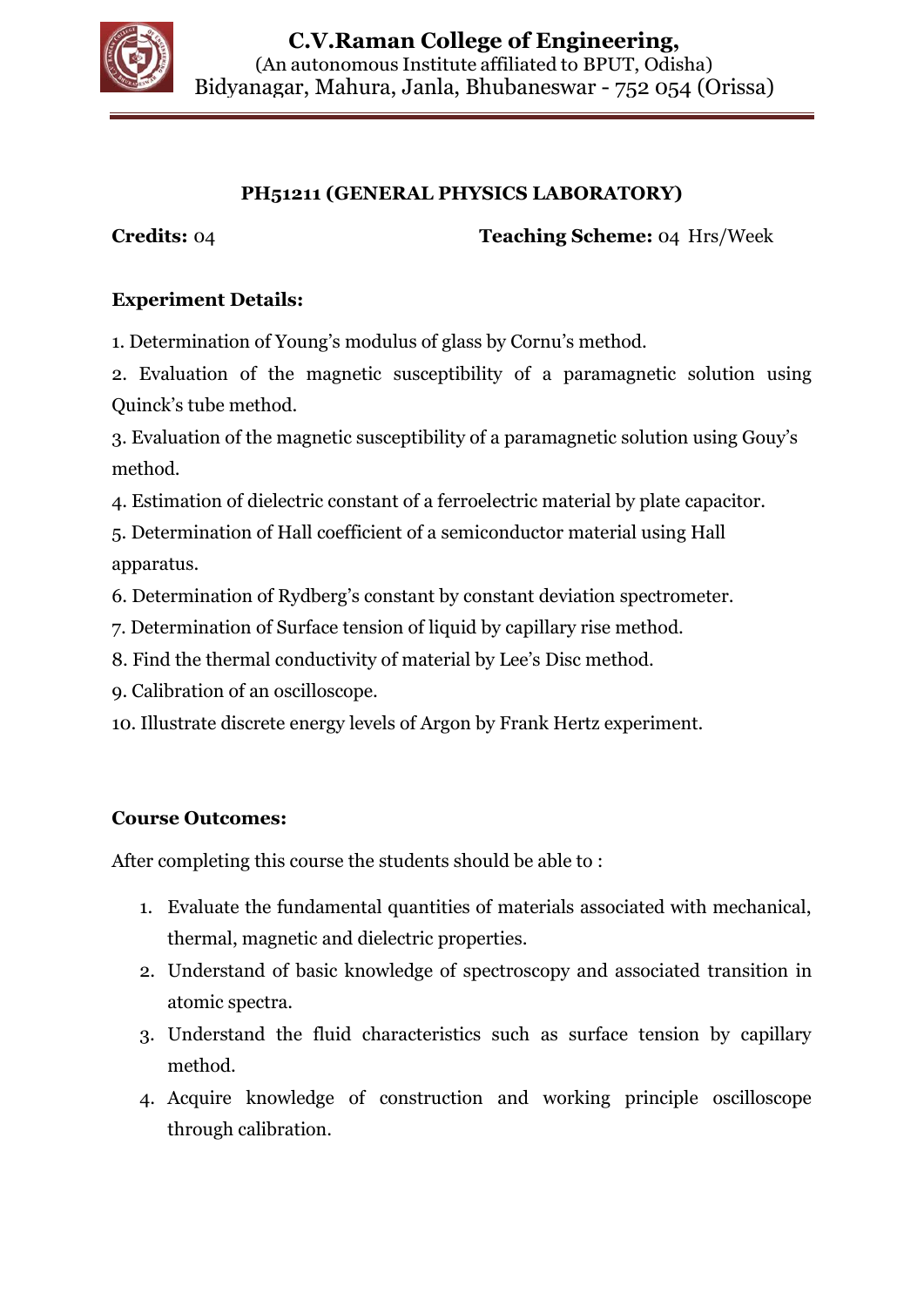### PH51211 (GENERAL PHYSICS LABORATORY)

**Credits:** 04 **Teaching Scheme:** 04 Hrs/Week

**Experiment Details:**

1. Determination of Young's modulus of glass by Cornu's method.
2. Evaluation of the magnetic susceptibility of a paramagnetic solution using Quinck's tube method.
3. Evaluation of the magnetic susceptibility of a paramagnetic solution using Gouy's method.
4. Estimation of dielectric constant of a ferroelectric material by plate capacitor.
5. Determination of Hall coefficient of a semiconductor material using Hall apparatus.
6. Determination of Rydberg's constant by constant deviation spectrometer.
7. Determination of Surface tension of liquid by capillary rise method.
8. Find the thermal conductivity of material by Lee's Disc method.
9. Calibration of an oscilloscope.
10. Illustrate discrete energy levels of Argon by Frank Hertz experiment.

**Course Outcomes:**

After completing this course the students should be able to :

1. Evaluate the fundamental quantities of materials associated with mechanical, thermal, magnetic and dielectric properties.
2. Understand of basic knowledge of spectroscopy and associated transition in atomic spectra.
3. Understand the fluid characteristics such as surface tension by capillary method.
4. Acquire knowledge of construction and working principle oscilloscope through calibration.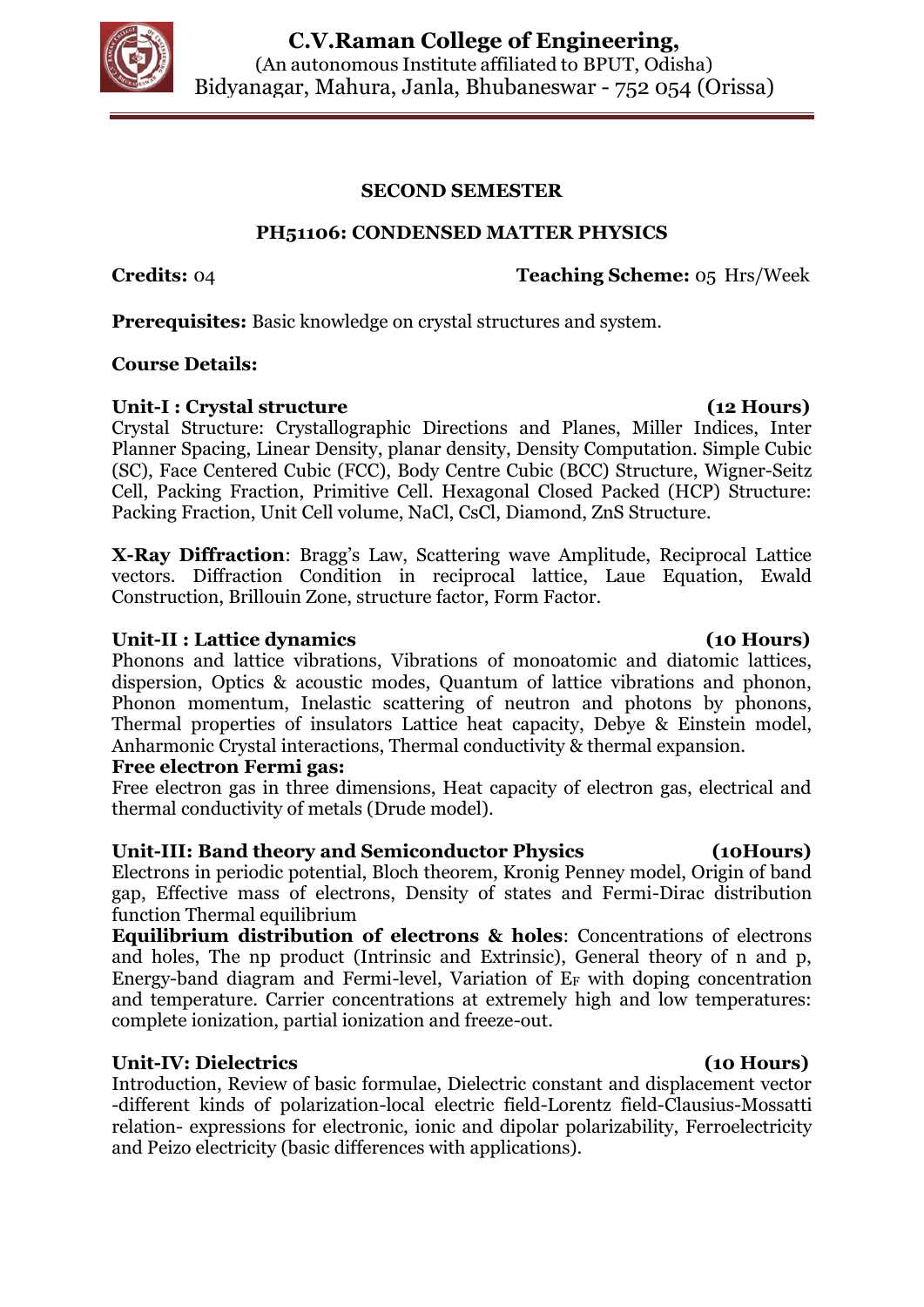# C.V.Raman College of Engineering,

(An autonomous Institute affiliated to BPUT, Odisha)
Bidyanagar, Mahura, Janla, Bhubaneswar - 752 054 (Orissa)

## SECOND SEMESTER

## PH51106: CONDENSED MATTER PHYSICS

**Credits:** 04 **Teaching Scheme:** 05 Hrs/Week

**Prerequisites:** Basic knowledge on crystal structures and system.

**Course Details:**

**Unit-I : Crystal structure (12 Hours)**

Crystal Structure: Crystallographic Directions and Planes, Miller Indices, Inter Planner Spacing, Linear Density, planar density, Density Computation. Simple Cubic (SC), Face Centered Cubic (FCC), Body Centre Cubic (BCC) Structure, Wigner-Seitz Cell, Packing Fraction, Primitive Cell. Hexagonal Closed Packed (HCP) Structure: Packing Fraction, Unit Cell volume, NaCl, CsCl, Diamond, ZnS Structure.

**X-Ray Diffraction**: Bragg's Law, Scattering wave Amplitude, Reciprocal Lattice vectors. Diffraction Condition in reciprocal lattice, Laue Equation, Ewald Construction, Brillouin Zone, structure factor, Form Factor.

**Unit-II : Lattice dynamics (10 Hours)**

Phonons and lattice vibrations, Vibrations of monoatomic and diatomic lattices, dispersion, Optics & acoustic modes, Quantum of lattice vibrations and phonon, Phonon momentum, Inelastic scattering of neutron and photons by phonons, Thermal properties of insulators Lattice heat capacity, Debye & Einstein model, Anharmonic Crystal interactions, Thermal conductivity & thermal expansion.

**Free electron Fermi gas:**

Free electron gas in three dimensions, Heat capacity of electron gas, electrical and thermal conductivity of metals (Drude model).

**Unit-III: Band theory and Semiconductor Physics (10Hours)**

Electrons in periodic potential, Bloch theorem, Kronig Penney model, Origin of band gap, Effective mass of electrons, Density of states and Fermi-Dirac distribution function Thermal equilibrium

**Equilibrium distribution of electrons & holes**: Concentrations of electrons and holes, The np product (Intrinsic and Extrinsic), General theory of n and p, Energy-band diagram and Fermi-level, Variation of $E_F$ with doping concentration and temperature. Carrier concentrations at extremely high and low temperatures: complete ionization, partial ionization and freeze-out.

**Unit-IV: Dielectrics (10 Hours)**

Introduction, Review of basic formulae, Dielectric constant and displacement vector -different kinds of polarization-local electric field-Lorentz field-Clausius-Mossatti relation- expressions for electronic, ionic and dipolar polarizability, Ferroelectricity and Peizo electricity (basic differences with applications).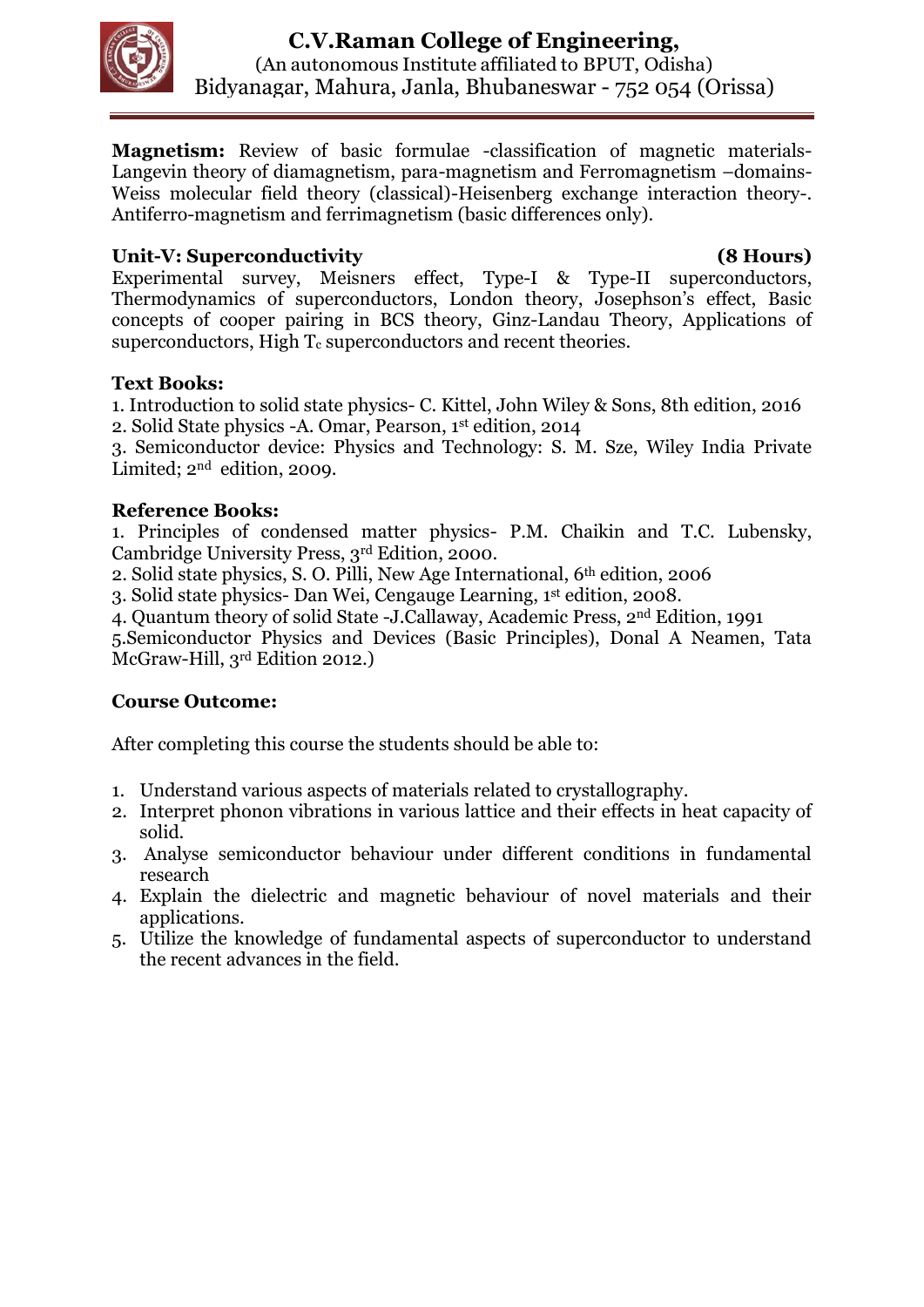**Magnetism:** Review of basic formulae -classification of magnetic materials-Langevin theory of diamagnetism, para-magnetism and Ferromagnetism –domains-Weiss molecular field theory (classical)-Heisenberg exchange interaction theory-. Antiferro-magnetism and ferrimagnetism (basic differences only).

**Unit-V: Superconductivity (8 Hours)**

Experimental survey, Meisners effect, Type-I & Type-II superconductors, Thermodynamics of superconductors, London theory, Josephson's effect, Basic concepts of cooper pairing in BCS theory, Ginz-Landau Theory, Applications of superconductors, High $T_c$ superconductors and recent theories.

**Text Books:**

1. Introduction to solid state physics- C. Kittel, John Wiley & Sons, 8th edition, 2016
2. Solid State physics -A. Omar, Pearson, 1st edition, 2014
3. Semiconductor device: Physics and Technology: S. M. Sze, Wiley India Private Limited; 2nd edition, 2009.

**Reference Books:**

1. Principles of condensed matter physics- P.M. Chaikin and T.C. Lubensky, Cambridge University Press, 3rd Edition, 2000.
2. Solid state physics, S. O. Pilli, New Age International, 6th edition, 2006
3. Solid state physics- Dan Wei, Cengauge Learning, 1st edition, 2008.
4. Quantum theory of solid State -J.Callaway, Academic Press, 2nd Edition, 1991
5. Semiconductor Physics and Devices (Basic Principles), Donal A Neamen, Tata McGraw-Hill, 3rd Edition 2012.)

**Course Outcome:**

After completing this course the students should be able to:

1. Understand various aspects of materials related to crystallography.
2. Interpret phonon vibrations in various lattice and their effects in heat capacity of solid.
3. Analyse semiconductor behaviour under different conditions in fundamental research
4. Explain the dielectric and magnetic behaviour of novel materials and their applications.
5. Utilize the knowledge of fundamental aspects of superconductor to understand the recent advances in the field.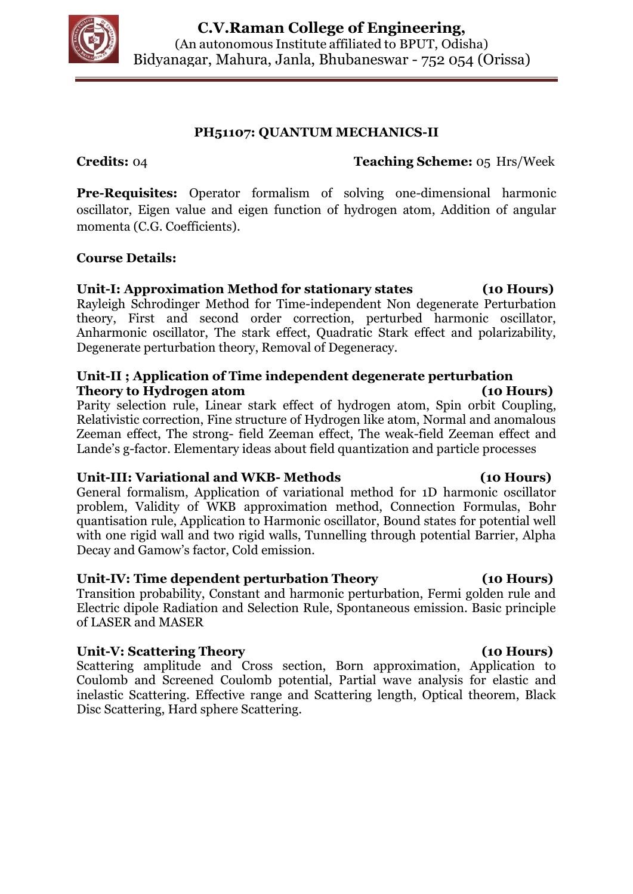# C.V.Raman College of Engineering,

(An autonomous Institute affiliated to BPUT, Odisha)
Bidyanagar, Mahura, Janla, Bhubaneswar - 752 054 (Orissa)

## PH51107: QUANTUM MECHANICS-II

**Credits:** 04 **Teaching Scheme:** 05 Hrs/Week

**Pre-Requisites:** Operator formalism of solving one-dimensional harmonic oscillator, Eigen value and eigen function of hydrogen atom, Addition of angular momenta (C.G. Coefficients).

**Course Details:**

**Unit-I: Approximation Method for stationary states (10 Hours)**
Rayleigh Schrodinger Method for Time-independent Non degenerate Perturbation theory, First and second order correction, perturbed harmonic oscillator, Anharmonic oscillator, The stark effect, Quadratic Stark effect and polarizability, Degenerate perturbation theory, Removal of Degeneracy.

**Unit-II ; Application of Time independent degenerate perturbation Theory to Hydrogen atom (10 Hours)**
Parity selection rule, Linear stark effect of hydrogen atom, Spin orbit Coupling, Relativistic correction, Fine structure of Hydrogen like atom, Normal and anomalous Zeeman effect, The strong- field Zeeman effect, The weak-field Zeeman effect and Lande's g-factor. Elementary ideas about field quantization and particle processes

**Unit-III: Variational and WKB- Methods (10 Hours)**
General formalism, Application of variational method for 1D harmonic oscillator problem, Validity of WKB approximation method, Connection Formulas, Bohr quantisation rule, Application to Harmonic oscillator, Bound states for potential well with one rigid wall and two rigid walls, Tunnelling through potential Barrier, Alpha Decay and Gamow's factor, Cold emission.

**Unit-IV: Time dependent perturbation Theory (10 Hours)**
Transition probability, Constant and harmonic perturbation, Fermi golden rule and Electric dipole Radiation and Selection Rule, Spontaneous emission. Basic principle of LASER and MASER

**Unit-V: Scattering Theory (10 Hours)**
Scattering amplitude and Cross section, Born approximation, Application to Coulomb and Screened Coulomb potential, Partial wave analysis for elastic and inelastic Scattering. Effective range and Scattering length, Optical theorem, Black Disc Scattering, Hard sphere Scattering.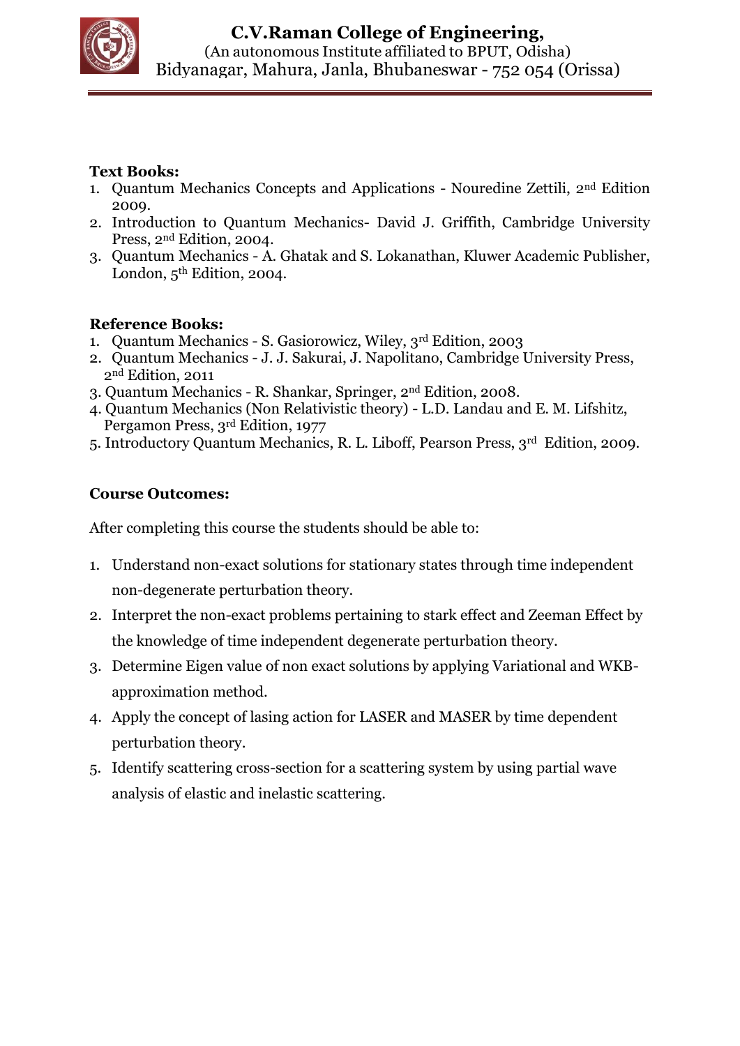**Text Books:**

1. Quantum Mechanics Concepts and Applications - Nouredine Zettili, 2nd Edition 2009.
2. Introduction to Quantum Mechanics- David J. Griffith, Cambridge University Press, 2nd Edition, 2004.
3. Quantum Mechanics - A. Ghatak and S. Lokanathan, Kluwer Academic Publisher, London, 5th Edition, 2004.

**Reference Books:**

1. Quantum Mechanics - S. Gasiorowicz, Wiley, 3rd Edition, 2003
2. Quantum Mechanics - J. J. Sakurai, J. Napolitano, Cambridge University Press, 2nd Edition, 2011
3. Quantum Mechanics - R. Shankar, Springer, 2nd Edition, 2008.
4. Quantum Mechanics (Non Relativistic theory) - L.D. Landau and E. M. Lifshitz, Pergamon Press, 3rd Edition, 1977
5. Introductory Quantum Mechanics, R. L. Liboff, Pearson Press, 3rd Edition, 2009.

**Course Outcomes:**

After completing this course the students should be able to:

1. Understand non-exact solutions for stationary states through time independent non-degenerate perturbation theory.
2. Interpret the non-exact problems pertaining to stark effect and Zeeman Effect by the knowledge of time independent degenerate perturbation theory.
3. Determine Eigen value of non exact solutions by applying Variational and WKB-approximation method.
4. Apply the concept of lasing action for LASER and MASER by time dependent perturbation theory.
5. Identify scattering cross-section for a scattering system by using partial wave analysis of elastic and inelastic scattering.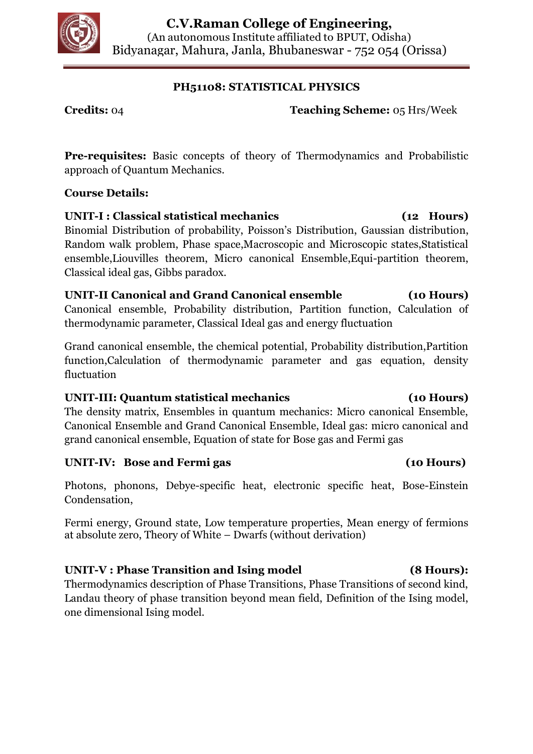**C.V.Raman College of Engineering,**
(An autonomous Institute affiliated to BPUT, Odisha)
Bidyanagar, Mahura, Janla, Bhubaneswar - 752 054 (Orissa)

## PH51108: STATISTICAL PHYSICS

**Credits:** 04 **Teaching Scheme:** 05 Hrs/Week

**Pre-requisites:** Basic concepts of theory of Thermodynamics and Probabilistic approach of Quantum Mechanics.

**Course Details:**

**UNIT-I : Classical statistical mechanics (12 Hours)**
Binomial Distribution of probability, Poisson's Distribution, Gaussian distribution, Random walk problem, Phase space,Macroscopic and Microscopic states,Statistical ensemble,Liouvilles theorem, Micro canonical Ensemble,Equi-partition theorem, Classical ideal gas, Gibbs paradox.

**UNIT-II Canonical and Grand Canonical ensemble (10 Hours)**
Canonical ensemble, Probability distribution, Partition function, Calculation of thermodynamic parameter, Classical Ideal gas and energy fluctuation

Grand canonical ensemble, the chemical potential, Probability distribution,Partition function,Calculation of thermodynamic parameter and gas equation, density fluctuation

**UNIT-III: Quantum statistical mechanics (10 Hours)**
The density matrix, Ensembles in quantum mechanics: Micro canonical Ensemble, Canonical Ensemble and Grand Canonical Ensemble, Ideal gas: micro canonical and grand canonical ensemble, Equation of state for Bose gas and Fermi gas

**UNIT-IV: Bose and Fermi gas (10 Hours)**

Photons, phonons, Debye-specific heat, electronic specific heat, Bose-Einstein Condensation,

Fermi energy, Ground state, Low temperature properties, Mean energy of fermions at absolute zero, Theory of White – Dwarfs (without derivation)

**UNIT-V : Phase Transition and Ising model (8 Hours):**
Thermodynamics description of Phase Transitions, Phase Transitions of second kind, Landau theory of phase transition beyond mean field, Definition of the Ising model, one dimensional Ising model.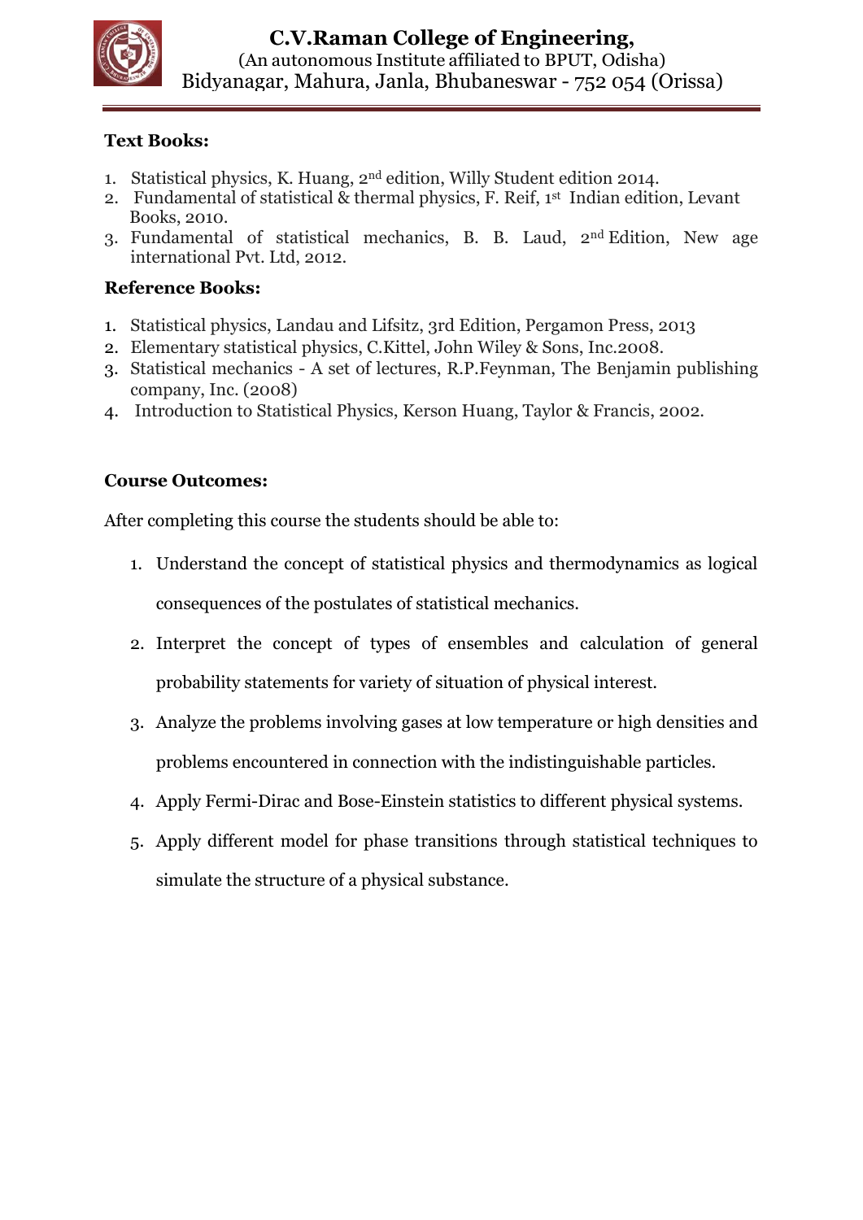**Text Books:**

1. Statistical physics, K. Huang, 2nd edition, Willy Student edition 2014.
2. Fundamental of statistical & thermal physics, F. Reif, 1st Indian edition, Levant Books, 2010.
3. Fundamental of statistical mechanics, B. B. Laud, 2nd Edition, New age international Pvt. Ltd, 2012.

**Reference Books:**

1. Statistical physics, Landau and Lifsitz, 3rd Edition, Pergamon Press, 2013
2. Elementary statistical physics, C.Kittel, John Wiley & Sons, Inc.2008.
3. Statistical mechanics - A set of lectures, R.P.Feynman, The Benjamin publishing company, Inc. (2008)
4. Introduction to Statistical Physics, Kerson Huang, Taylor & Francis, 2002.

**Course Outcomes:**

After completing this course the students should be able to:

1. Understand the concept of statistical physics and thermodynamics as logical consequences of the postulates of statistical mechanics.
2. Interpret the concept of types of ensembles and calculation of general probability statements for variety of situation of physical interest.
3. Analyze the problems involving gases at low temperature or high densities and problems encountered in connection with the indistinguishable particles.
4. Apply Fermi-Dirac and Bose-Einstein statistics to different physical systems.
5. Apply different model for phase transitions through statistical techniques to simulate the structure of a physical substance.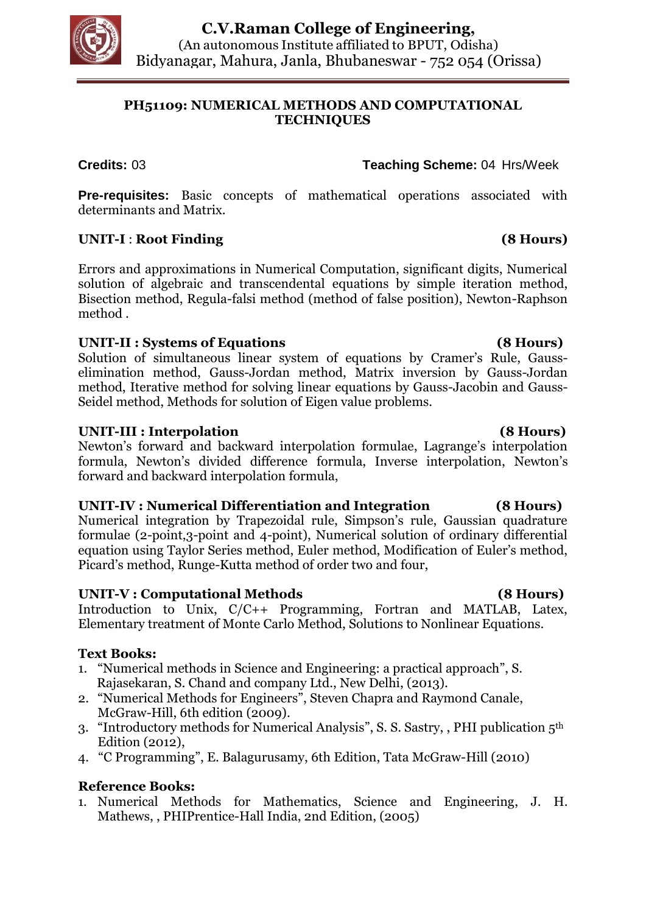# C.V.Raman College of Engineering,

(An autonomous Institute affiliated to BPUT, Odisha)
Bidyanagar, Mahura, Janla, Bhubaneswar - 752 054 (Orissa)

## PH51109: NUMERICAL METHODS AND COMPUTATIONAL TECHNIQUES

**Credits:** 03 **Teaching Scheme:** 04 Hrs/Week

**Pre-requisites:** Basic concepts of mathematical operations associated with determinants and Matrix.

### UNIT-I : Root Finding (8 Hours)

Errors and approximations in Numerical Computation, significant digits, Numerical solution of algebraic and transcendental equations by simple iteration method, Bisection method, Regula-falsi method (method of false position), Newton-Raphson method .

### UNIT-II : Systems of Equations (8 Hours)

Solution of simultaneous linear system of equations by Cramer's Rule, Gauss-elimination method, Gauss-Jordan method, Matrix inversion by Gauss-Jordan method, Iterative method for solving linear equations by Gauss-Jacobin and Gauss-Seidel method, Methods for solution of Eigen value problems.

### UNIT-III : Interpolation (8 Hours)

Newton's forward and backward interpolation formulae, Lagrange's interpolation formula, Newton's divided difference formula, Inverse interpolation, Newton's forward and backward interpolation formula,

### UNIT-IV : Numerical Differentiation and Integration (8 Hours)

Numerical integration by Trapezoidal rule, Simpson's rule, Gaussian quadrature formulae (2-point,3-point and 4-point), Numerical solution of ordinary differential equation using Taylor Series method, Euler method, Modification of Euler's method, Picard's method, Runge-Kutta method of order two and four,

### UNIT-V : Computational Methods (8 Hours)

Introduction to Unix, C/C++ Programming, Fortran and MATLAB, Latex, Elementary treatment of Monte Carlo Method, Solutions to Nonlinear Equations.

### Text Books:

1. "Numerical methods in Science and Engineering: a practical approach", S. Rajasekaran, S. Chand and company Ltd., New Delhi, (2013).
2. "Numerical Methods for Engineers", Steven Chapra and Raymond Canale, McGraw-Hill, 6th edition (2009).
3. "Introductory methods for Numerical Analysis", S. S. Sastry, , PHI publication 5th Edition (2012),
4. "C Programming", E. Balagurusamy, 6th Edition, Tata McGraw-Hill (2010)

### Reference Books:

1. Numerical Methods for Mathematics, Science and Engineering, J. H. Mathews, , PHIPrentice-Hall India, 2nd Edition, (2005)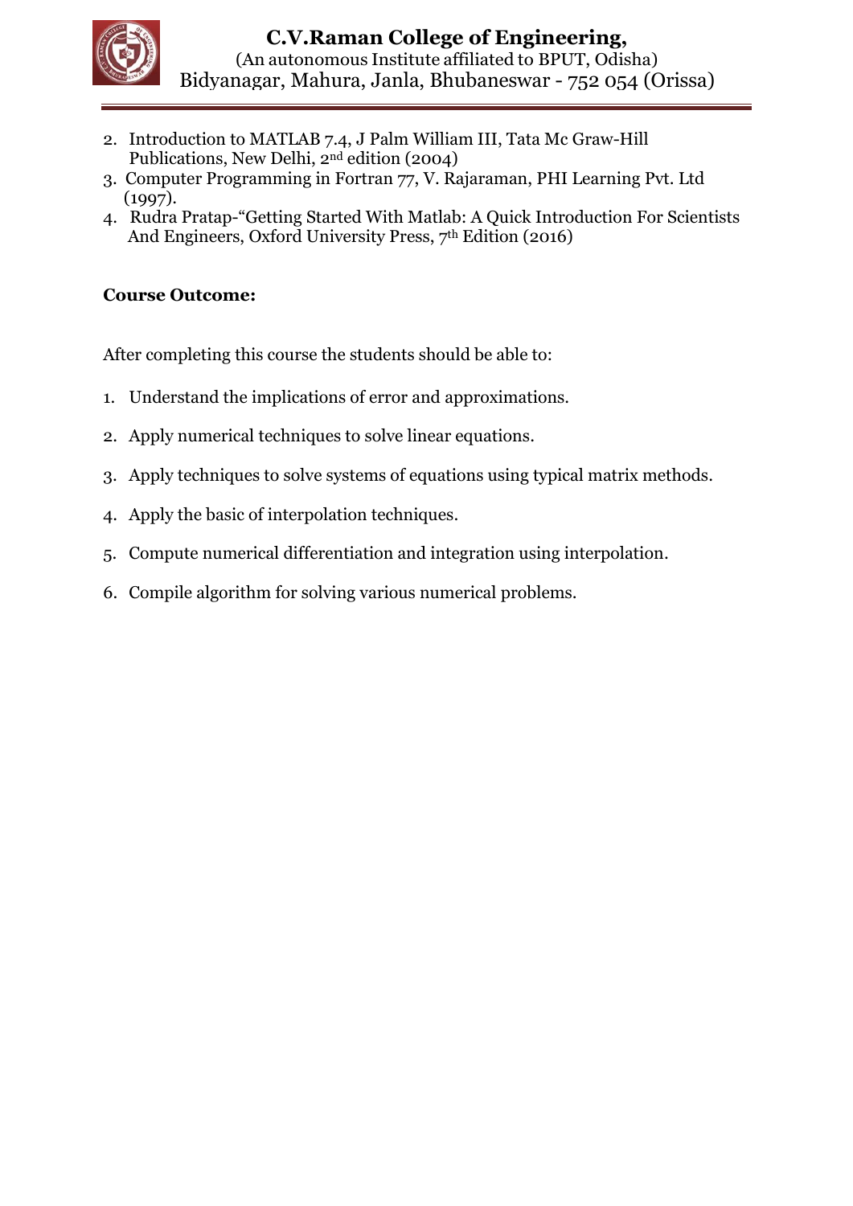2. Introduction to MATLAB 7.4, J Palm William III, Tata Mc Graw-Hill Publications, New Delhi, 2nd edition (2004)
3. Computer Programming in Fortran 77, V. Rajaraman, PHI Learning Pvt. Ltd (1997).
4. Rudra Pratap-"Getting Started With Matlab: A Quick Introduction For Scientists And Engineers, Oxford University Press, 7th Edition (2016)

**Course Outcome:**

After completing this course the students should be able to:

1. Understand the implications of error and approximations.
2. Apply numerical techniques to solve linear equations.
3. Apply techniques to solve systems of equations using typical matrix methods.
4. Apply the basic of interpolation techniques.
5. Compute numerical differentiation and integration using interpolation.
6. Compile algorithm for solving various numerical problems.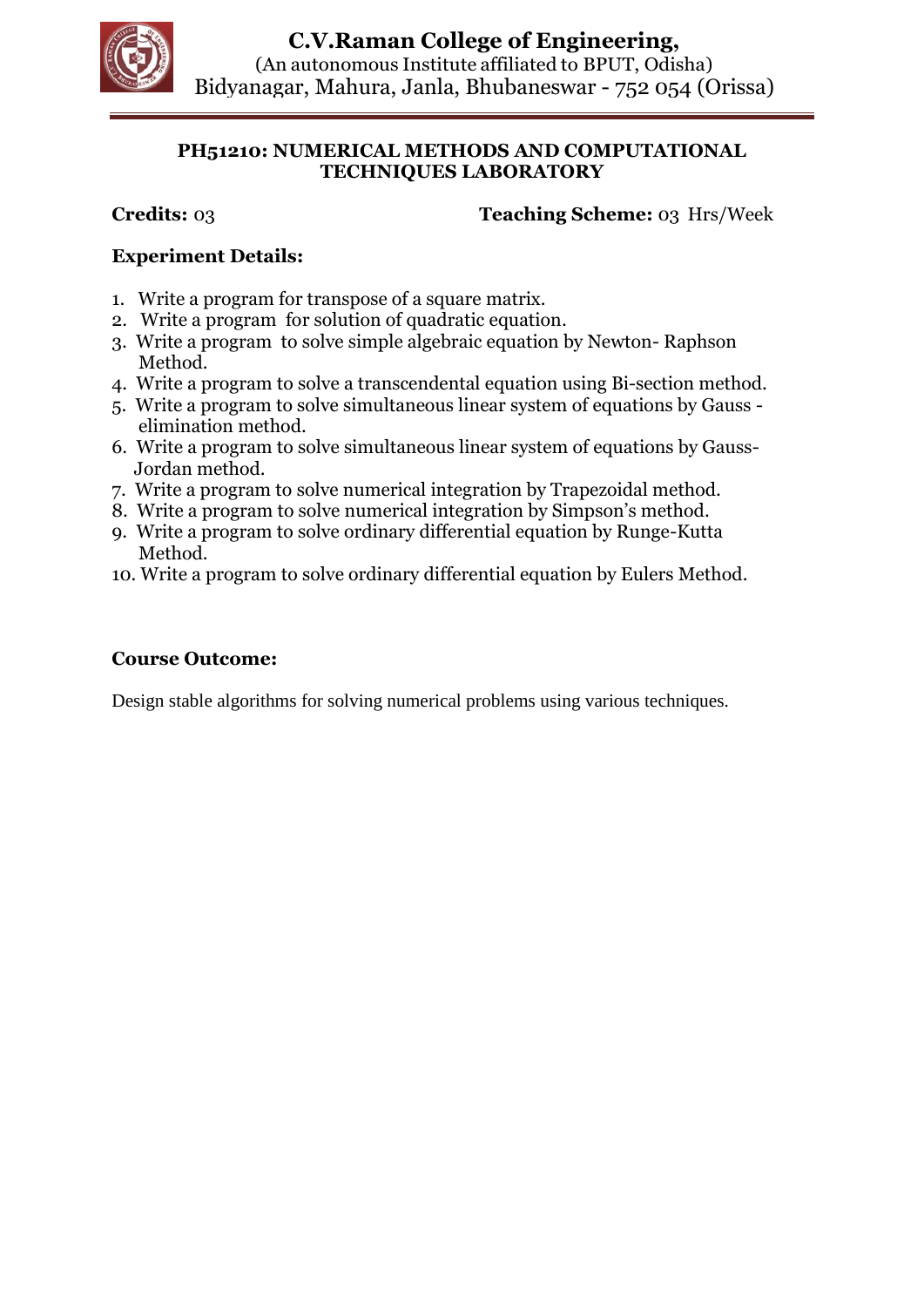# C.V.Raman College of Engineering,

(An autonomous Institute affiliated to BPUT, Odisha)
Bidyanagar, Mahura, Janla, Bhubaneswar - 752 054 (Orissa)

## PH51210: NUMERICAL METHODS AND COMPUTATIONAL TECHNIQUES LABORATORY

**Credits:** 03 **Teaching Scheme:** 03 Hrs/Week

### Experiment Details:

1. Write a program for transpose of a square matrix.
2. Write a program for solution of quadratic equation.
3. Write a program to solve simple algebraic equation by Newton- Raphson Method.
4. Write a program to solve a transcendental equation using Bi-section method.
5. Write a program to solve simultaneous linear system of equations by Gauss - elimination method.
6. Write a program to solve simultaneous linear system of equations by Gauss- Jordan method.
7. Write a program to solve numerical integration by Trapezoidal method.
8. Write a program to solve numerical integration by Simpson's method.
9. Write a program to solve ordinary differential equation by Runge-Kutta Method.
10. Write a program to solve ordinary differential equation by Eulers Method.

### Course Outcome:

Design stable algorithms for solving numerical problems using various techniques.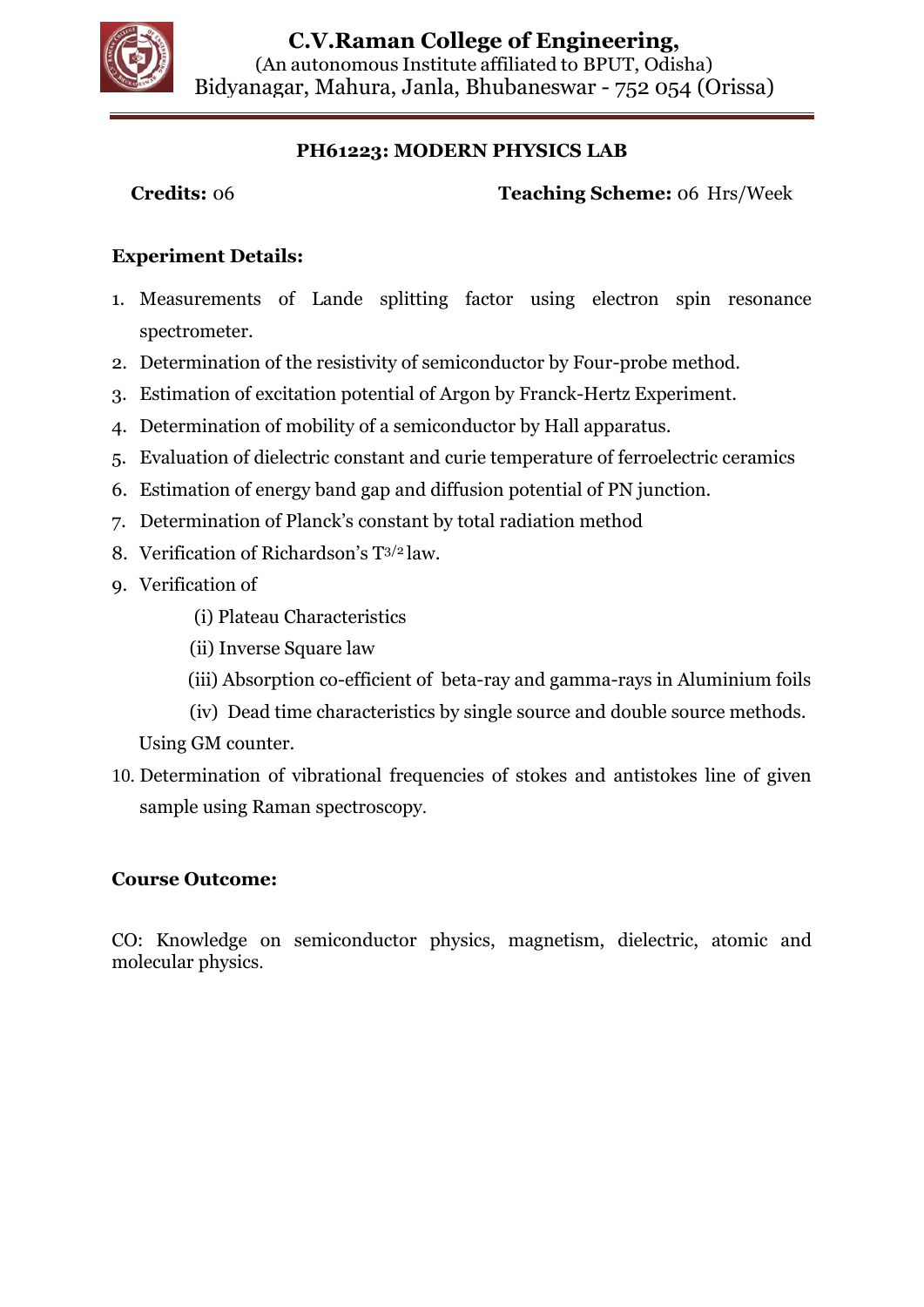# C.V.Raman College of Engineering,

(An autonomous Institute affiliated to BPUT, Odisha)
Bidyanagar, Mahura, Janla, Bhubaneswar - 752 054 (Orissa)

## PH61223: MODERN PHYSICS LAB

**Credits:** 06 **Teaching Scheme:** 06 Hrs/Week

### Experiment Details:

1. Measurements of Lande splitting factor using electron spin resonance spectrometer.
2. Determination of the resistivity of semiconductor by Four-probe method.
3. Estimation of excitation potential of Argon by Franck-Hertz Experiment.
4. Determination of mobility of a semiconductor by Hall apparatus.
5. Evaluation of dielectric constant and curie temperature of ferroelectric ceramics
6. Estimation of energy band gap and diffusion potential of PN junction.
7. Determination of Planck's constant by total radiation method
8. Verification of Richardson's $T^{3/2}$ law.
9. Verification of
   (i) Plateau Characteristics
   (ii) Inverse Square law
   (iii) Absorption co-efficient of beta-ray and gamma-rays in Aluminium foils
   (iv) Dead time characteristics by single source and double source methods.

   Using GM counter.
10. Determination of vibrational frequencies of stokes and antistokes line of given sample using Raman spectroscopy.

### Course Outcome:

CO: Knowledge on semiconductor physics, magnetism, dielectric, atomic and molecular physics.